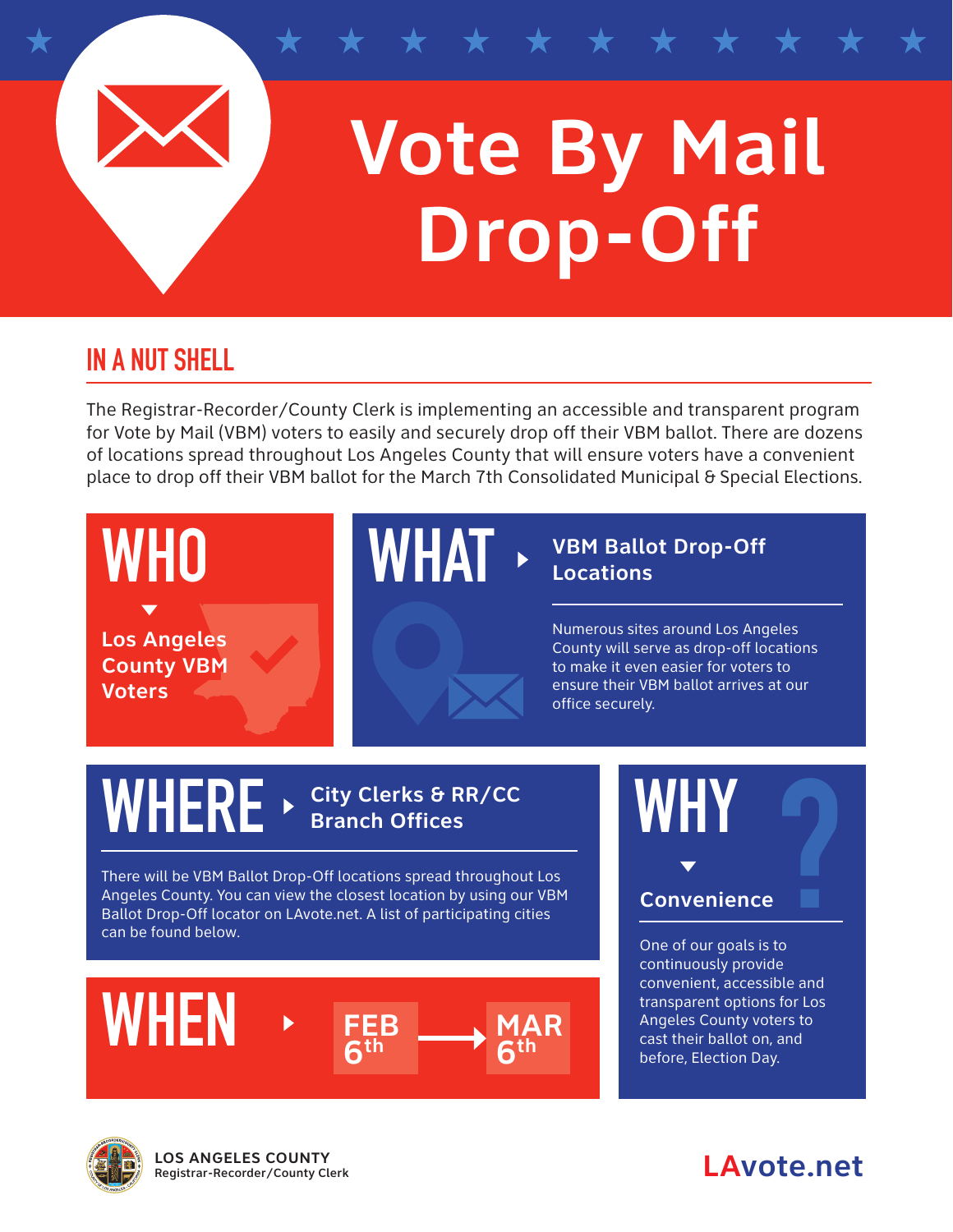# Vote By Mail Drop-Off

## IN A NUT SHELL

The Registrar-Recorder/County Clerk is implementing an accessible and transparent program for Vote by Mail (VBM) voters to easily and securely drop off their VBM ballot. There are dozens of locations spread throughout Los Angeles County that will ensure voters have a convenient place to drop off their VBM ballot for the March 7th Consolidated Municipal & Special Elections.

## WHO

**Los Angeles County VBM Voters**

## WHAT

**VBM Ballot Drop-Off Locations**

Numerous sites around Los Angeles County will serve as drop-off locations to make it even easier for voters to ensure their VBM ballot arrives at our office securely.

## WHERE

**City Clerks & RR/CC Branch Offices**

There will be VBM Ballot Drop-Off locations spread throughout Los Angeles County. You can view the closest location by using our VBM Ballot Drop-Off locator on LAvote.net. A list of participating cities can be found below.

## WHEN

**FEB 6th → MAR 6th**

## WHY

**Convenience**

One of our goals is to continuously provide convenient, accessible and transparent options for Los Angeles County voters to cast their ballot on, and before, Election Day.

**LOS ANGELES COUNTY**
Registrar-Recorder/County Clerk

LAvote.net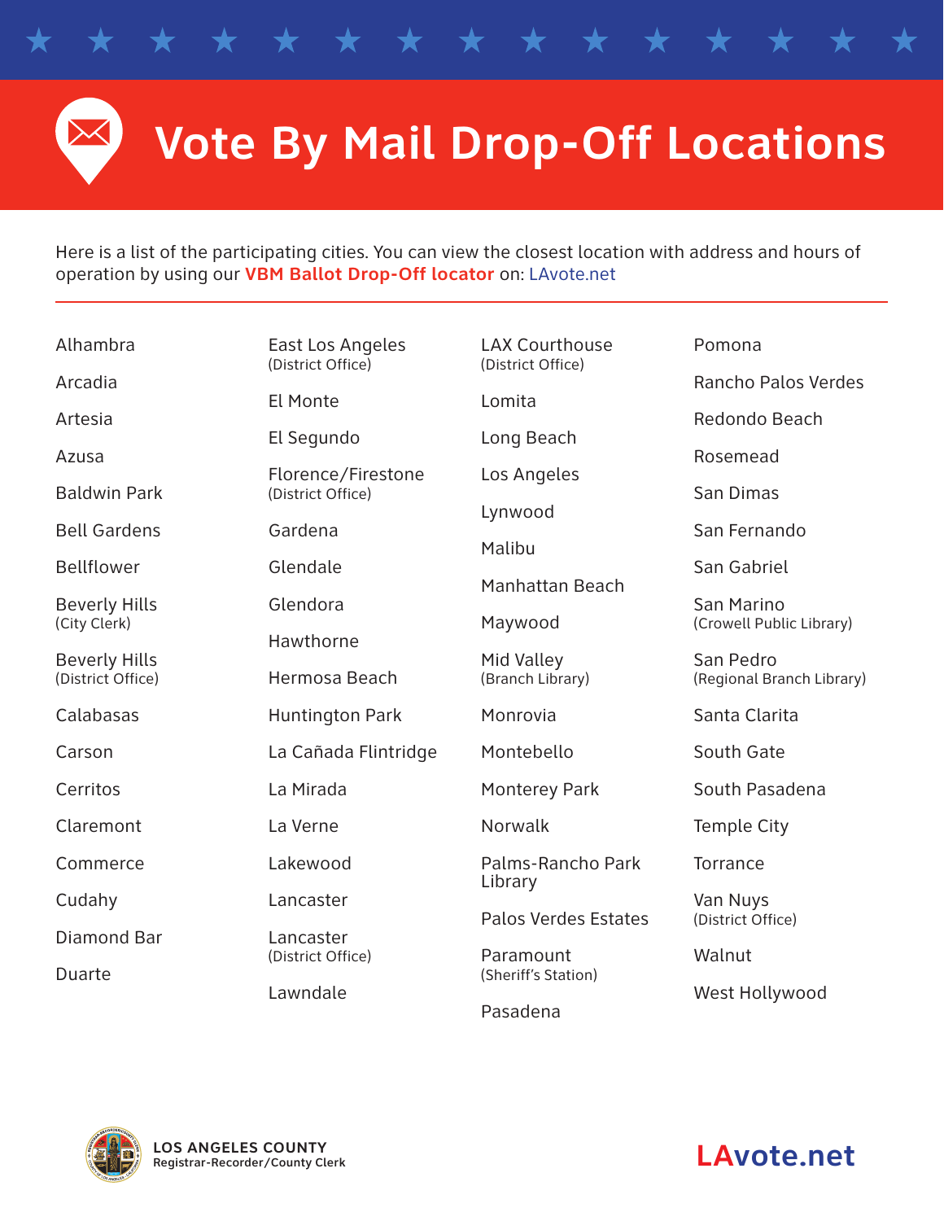# Vote By Mail Drop-Off Locations

Here is a list of the participating cities. You can view the closest location with address and hours of operation by using our **VBM Ballot Drop-Off locator** on: LAvote.net

- Alhambra
- Arcadia
- Artesia
- Azusa
- Baldwin Park
- Bell Gardens
- Bellflower
- Beverly Hills (City Clerk)
- Beverly Hills (District Office)
- Calabasas
- Carson
- Cerritos
- Claremont
- Commerce
- Cudahy
- Diamond Bar
- Duarte
- East Los Angeles (District Office)
- El Monte
- El Segundo
- Florence/Firestone (District Office)
- Gardena
- Glendale
- Glendora
- Hawthorne
- Hermosa Beach
- Huntington Park
- La Cañada Flintridge
- La Mirada
- La Verne
- Lakewood
- Lancaster
- Lancaster (District Office)
- Lawndale
- LAX Courthouse (District Office)
- Lomita
- Long Beach
- Los Angeles
- Lynwood
- Malibu
- Manhattan Beach
- Maywood
- Mid Valley (Branch Library)
- Monrovia
- Montebello
- Monterey Park
- Norwalk
- Palms-Rancho Park Library
- Palos Verdes Estates
- Paramount (Sheriff's Station)
- Pasadena
- Pomona
- Rancho Palos Verdes
- Redondo Beach
- Rosemead
- San Dimas
- San Fernando
- San Gabriel
- San Marino (Crowell Public Library)
- San Pedro (Regional Branch Library)
- Santa Clarita
- South Gate
- South Pasadena
- Temple City
- Torrance
- Van Nuys (District Office)
- Walnut
- West Hollywood

**LOS ANGELES COUNTY**
**Registrar-Recorder/County Clerk**

**LAvote.net**